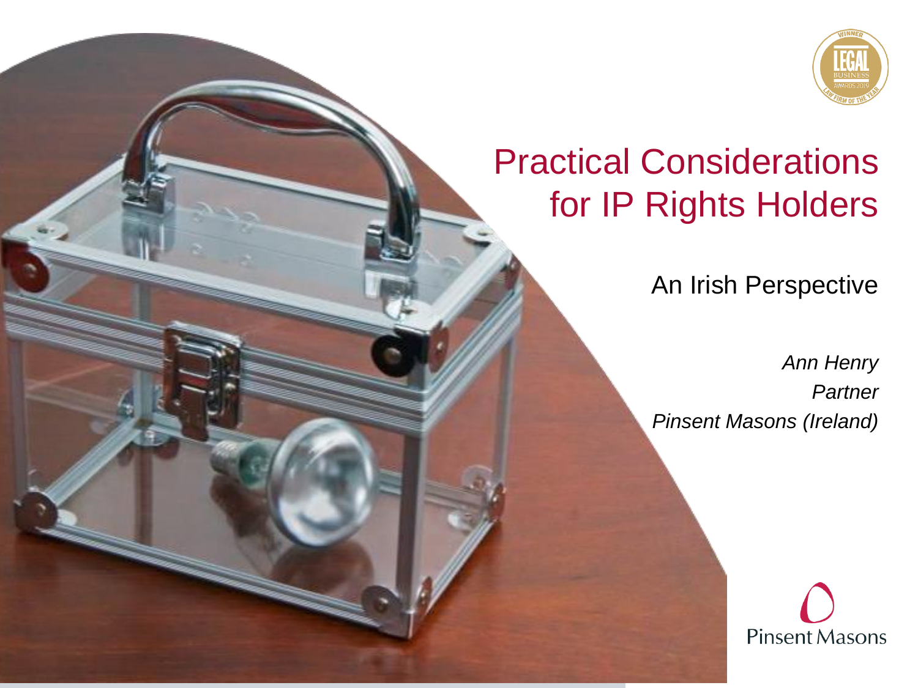# Practical Considerations for IP Rights Holders

## An Irish Perspective

*Ann Henry*
*Partner*
*Pinsent Masons (Ireland)*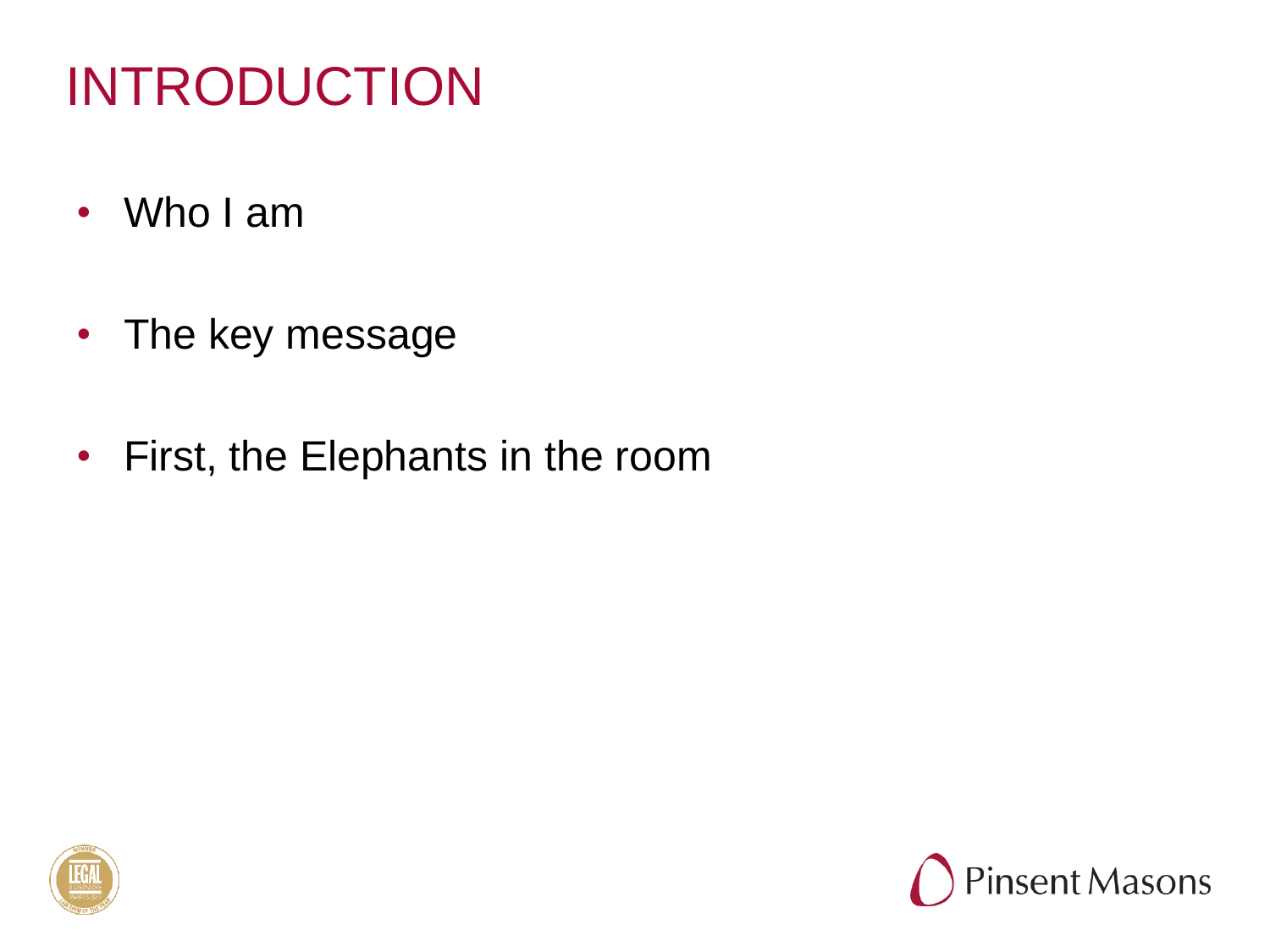# INTRODUCTION

- Who I am
- The key message
- First, the Elephants in the room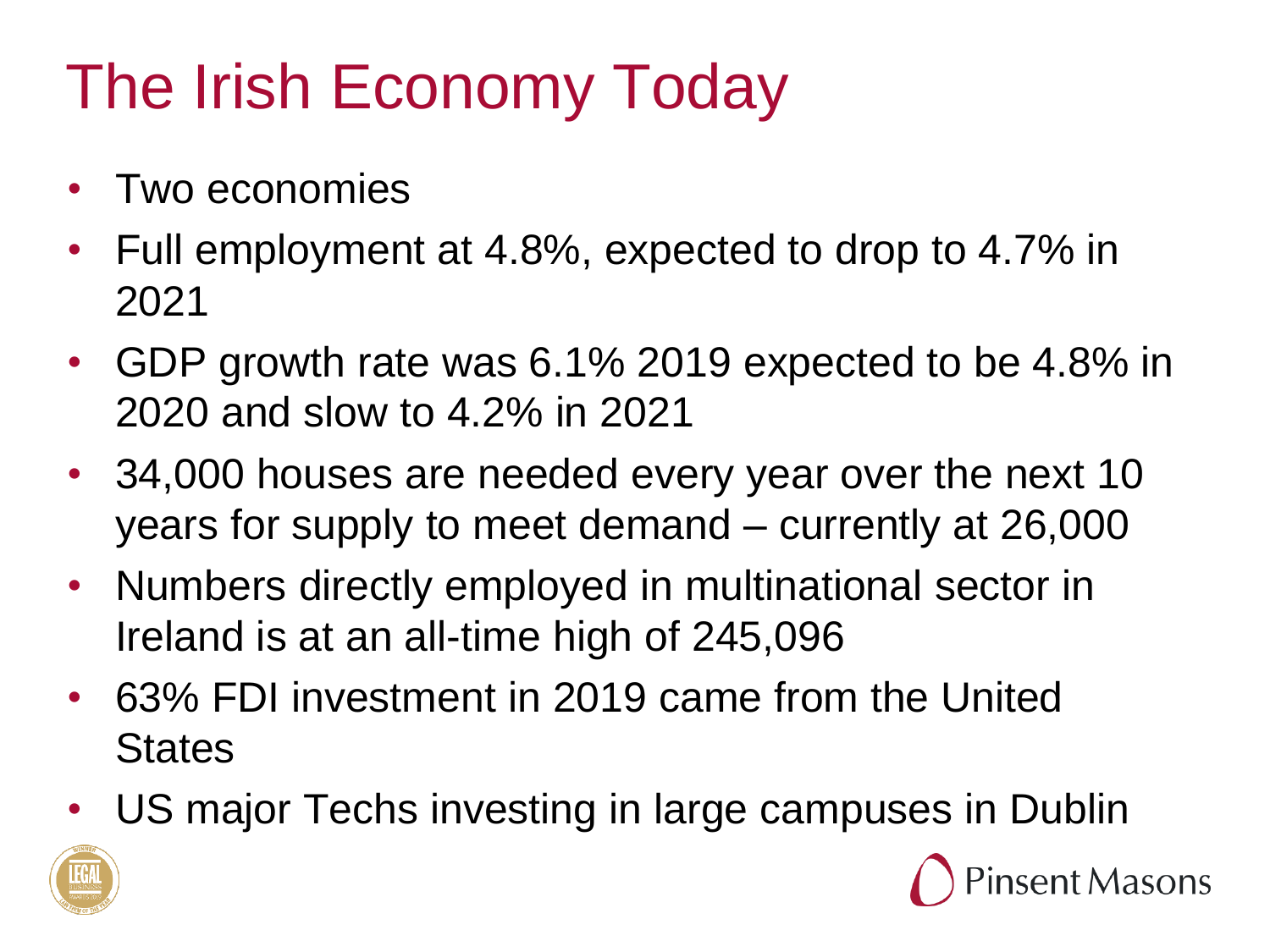# The Irish Economy Today

- Two economies
- Full employment at 4.8%, expected to drop to 4.7% in 2021
- GDP growth rate was 6.1% 2019 expected to be 4.8% in 2020 and slow to 4.2% in 2021
- 34,000 houses are needed every year over the next 10 years for supply to meet demand – currently at 26,000
- Numbers directly employed in multinational sector in Ireland is at an all-time high of 245,096
- 63% FDI investment in 2019 came from the United States
- US major Techs investing in large campuses in Dublin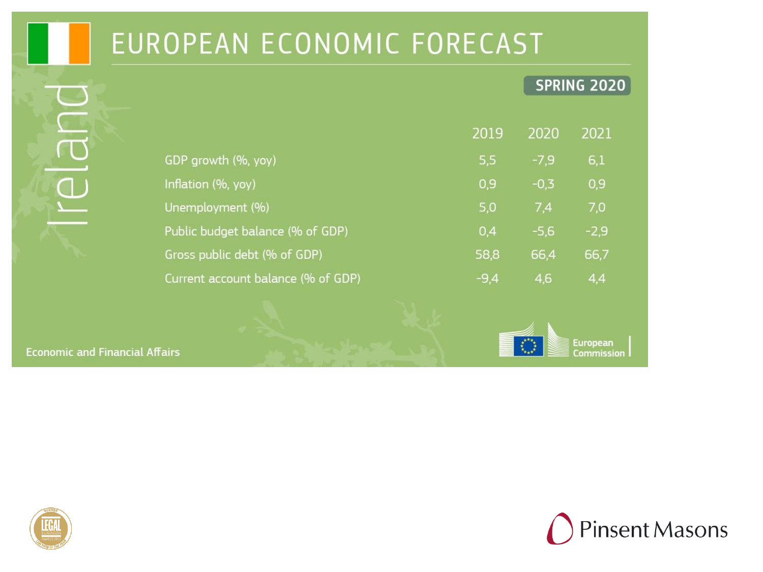# EUROPEAN ECONOMIC FORECAST

**Ireland**

**SPRING 2020**

| | 2019 | 2020 | 2021 |
|---|---|---|---|
| GDP growth (%, yoy) | 5,5 | -7,9 | 6,1 |
| Inflation (%, yoy) | 0,9 | -0,3 | 0,9 |
| Unemployment (%) | 5,0 | 7,4 | 7,0 |
| Public budget balance (% of GDP) | 0,4 | -5,6 | -2,9 |
| Gross public debt (% of GDP) | 58,8 | 66,4 | 66,7 |
| Current account balance (% of GDP) | -9,4 | 4,6 | 4,4 |

Economic and Financial Affairs

European Commission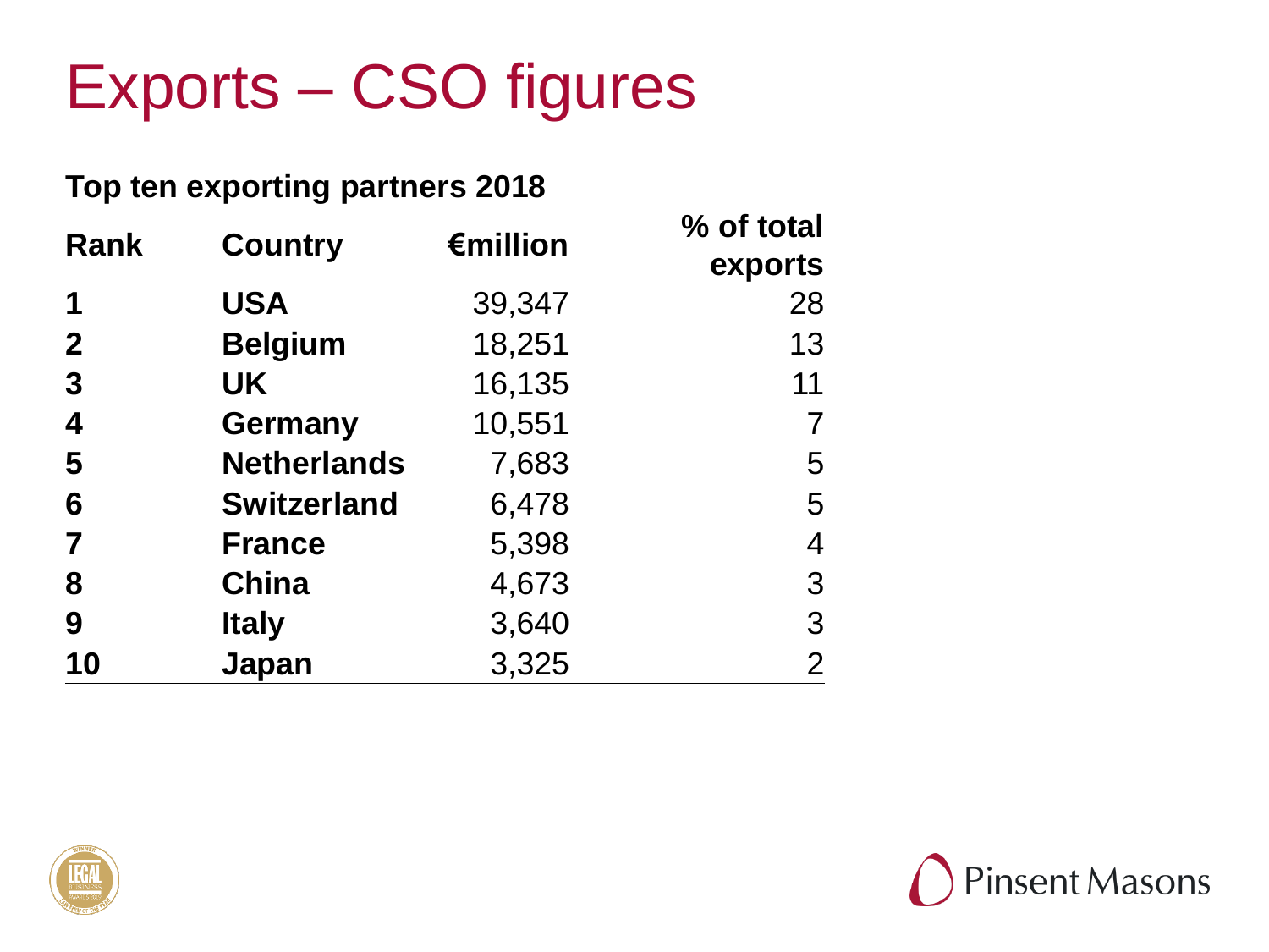# Exports – CSO figures

**Top ten exporting partners 2018**

| Rank | Country | €million | % of total exports |
|---|---|---|---|
| **1** | **USA** | 39,347 | 28 |
| **2** | **Belgium** | 18,251 | 13 |
| **3** | **UK** | 16,135 | 11 |
| **4** | **Germany** | 10,551 | 7 |
| **5** | **Netherlands** | 7,683 | 5 |
| **6** | **Switzerland** | 6,478 | 5 |
| **7** | **France** | 5,398 | 4 |
| **8** | **China** | 4,673 | 3 |
| **9** | **Italy** | 3,640 | 3 |
| **10** | **Japan** | 3,325 | 2 |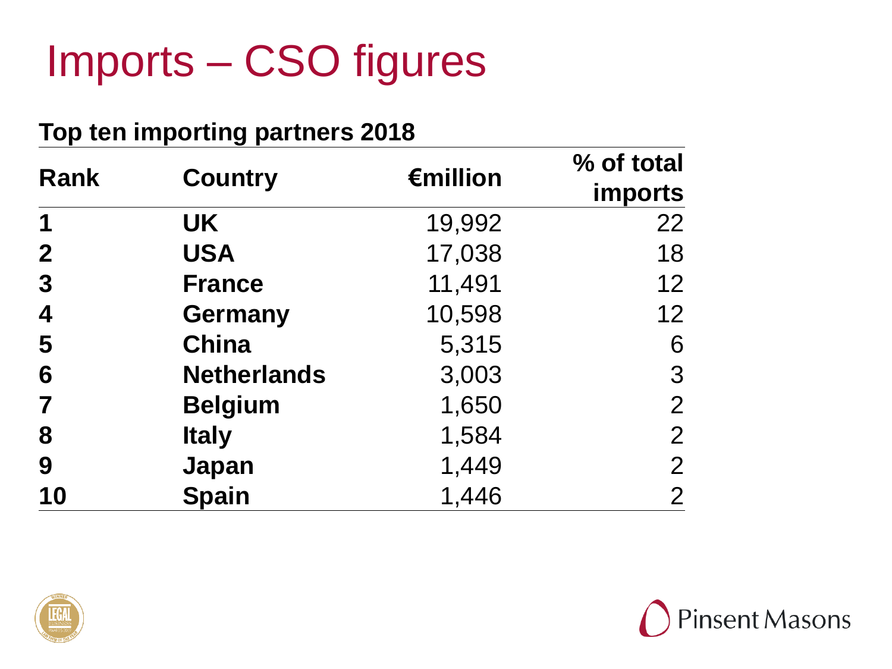# Imports – CSO figures

**Top ten importing partners 2018**

| Rank | Country | €million | % of total imports |
|---|---|---|---|
| **1** | **UK** | 19,992 | 22 |
| **2** | **USA** | 17,038 | 18 |
| **3** | **France** | 11,491 | 12 |
| **4** | **Germany** | 10,598 | 12 |
| **5** | **China** | 5,315 | 6 |
| **6** | **Netherlands** | 3,003 | 3 |
| **7** | **Belgium** | 1,650 | 2 |
| **8** | **Italy** | 1,584 | 2 |
| **9** | **Japan** | 1,449 | 2 |
| **10** | **Spain** | 1,446 | 2 |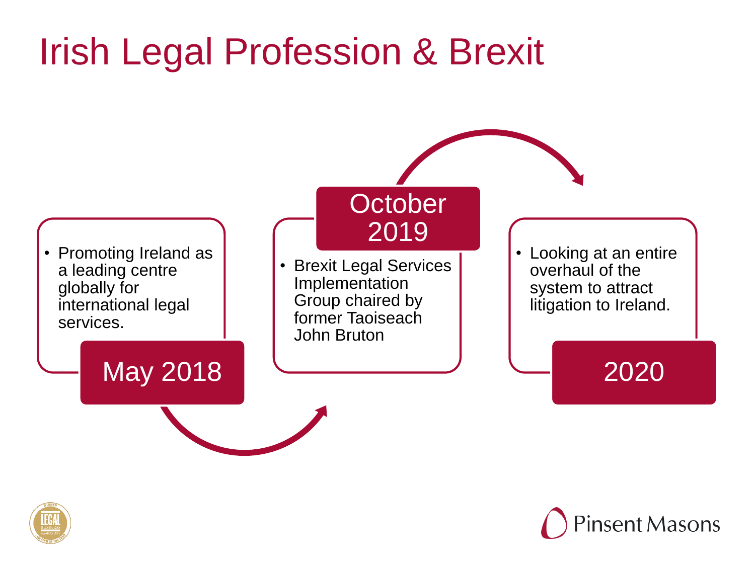# Irish Legal Profession & Brexit

**May 2018**

- Promoting Ireland as a leading centre globally for international legal services.

**October 2019**

- Brexit Legal Services Implementation Group chaired by former Taoiseach John Bruton

**2020**

- Looking at an entire overhaul of the system to attract litigation to Ireland.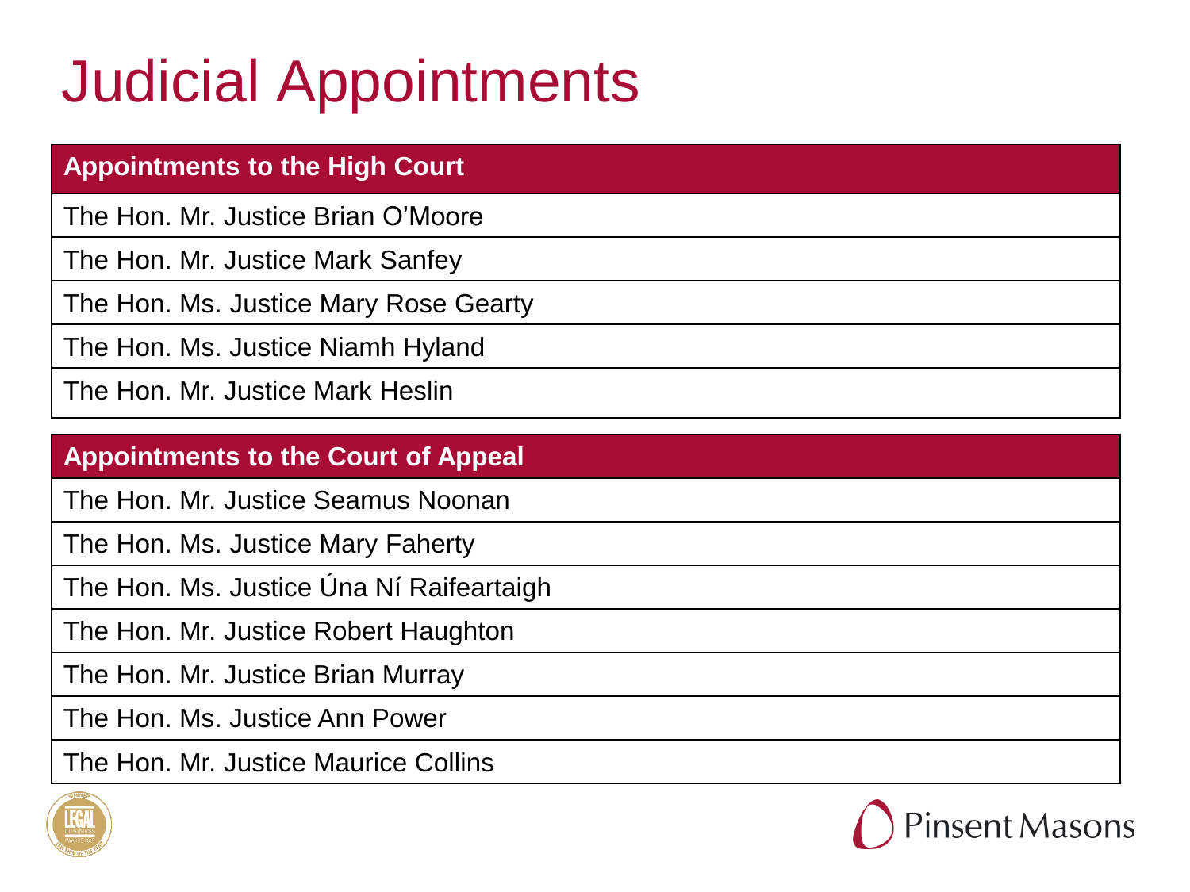# Judicial Appointments

| Appointments to the High Court |
| --- |
| The Hon. Mr. Justice Brian O'Moore |
| The Hon. Mr. Justice Mark Sanfey |
| The Hon. Ms. Justice Mary Rose Gearty |
| The Hon. Ms. Justice Niamh Hyland |
| The Hon. Mr. Justice Mark Heslin |

| Appointments to the Court of Appeal |
| --- |
| The Hon. Mr. Justice Seamus Noonan |
| The Hon. Ms. Justice Mary Faherty |
| The Hon. Ms. Justice Úna Ní Raifeartaigh |
| The Hon. Mr. Justice Robert Haughton |
| The Hon. Mr. Justice Brian Murray |
| The Hon. Ms. Justice Ann Power |
| The Hon. Mr. Justice Maurice Collins |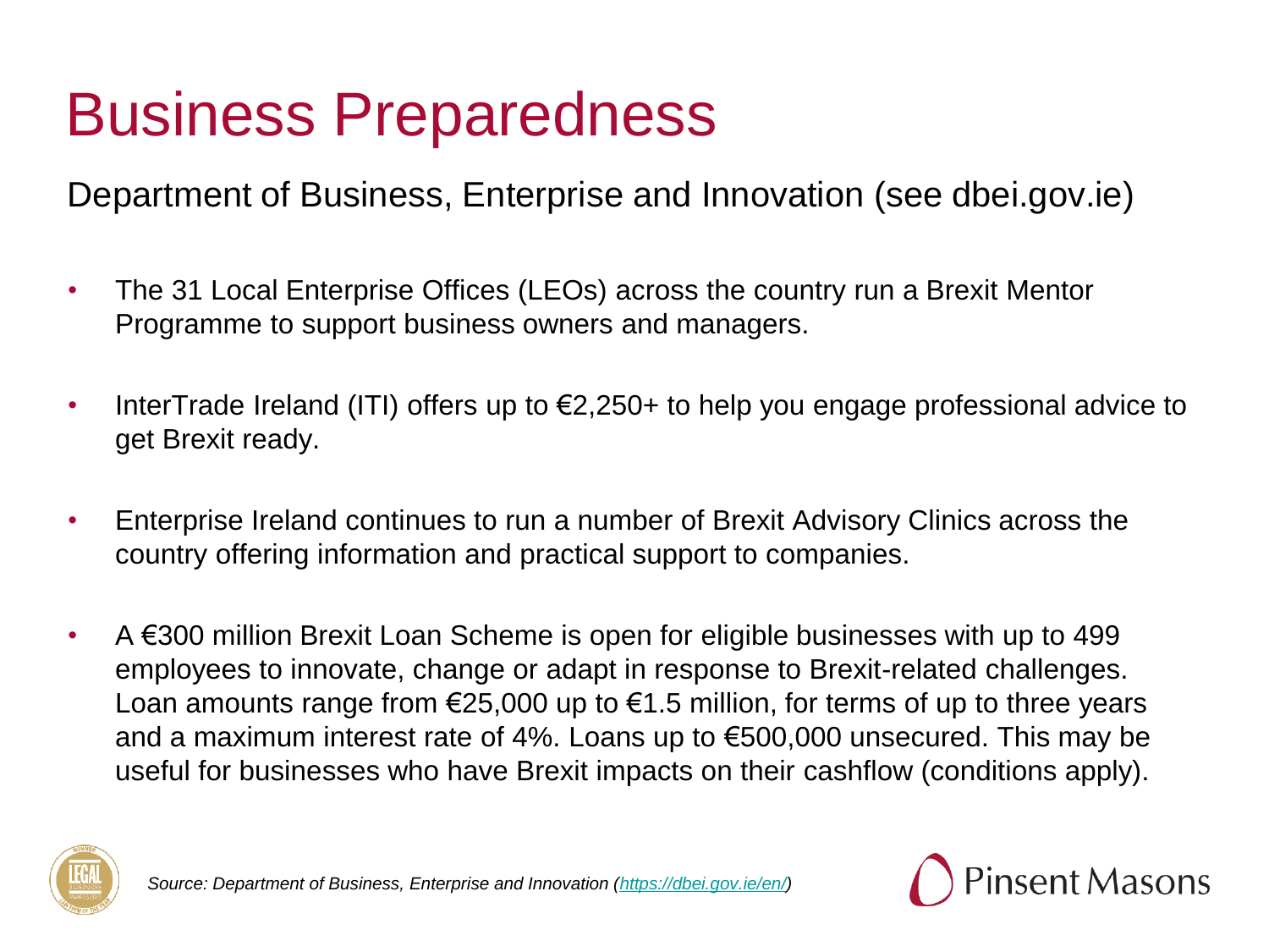# Business Preparedness

Department of Business, Enterprise and Innovation (see dbei.gov.ie)

- The 31 Local Enterprise Offices (LEOs) across the country run a Brexit Mentor Programme to support business owners and managers.
- InterTrade Ireland (ITI) offers up to €2,250+ to help you engage professional advice to get Brexit ready.
- Enterprise Ireland continues to run a number of Brexit Advisory Clinics across the country offering information and practical support to companies.
- A €300 million Brexit Loan Scheme is open for eligible businesses with up to 499 employees to innovate, change or adapt in response to Brexit-related challenges. Loan amounts range from €25,000 up to €1.5 million, for terms of up to three years and a maximum interest rate of 4%. Loans up to €500,000 unsecured. This may be useful for businesses who have Brexit impacts on their cashflow (conditions apply).

*Source: Department of Business, Enterprise and Innovation ([https://dbei.gov.ie/en/](https://dbei.gov.ie/en/))*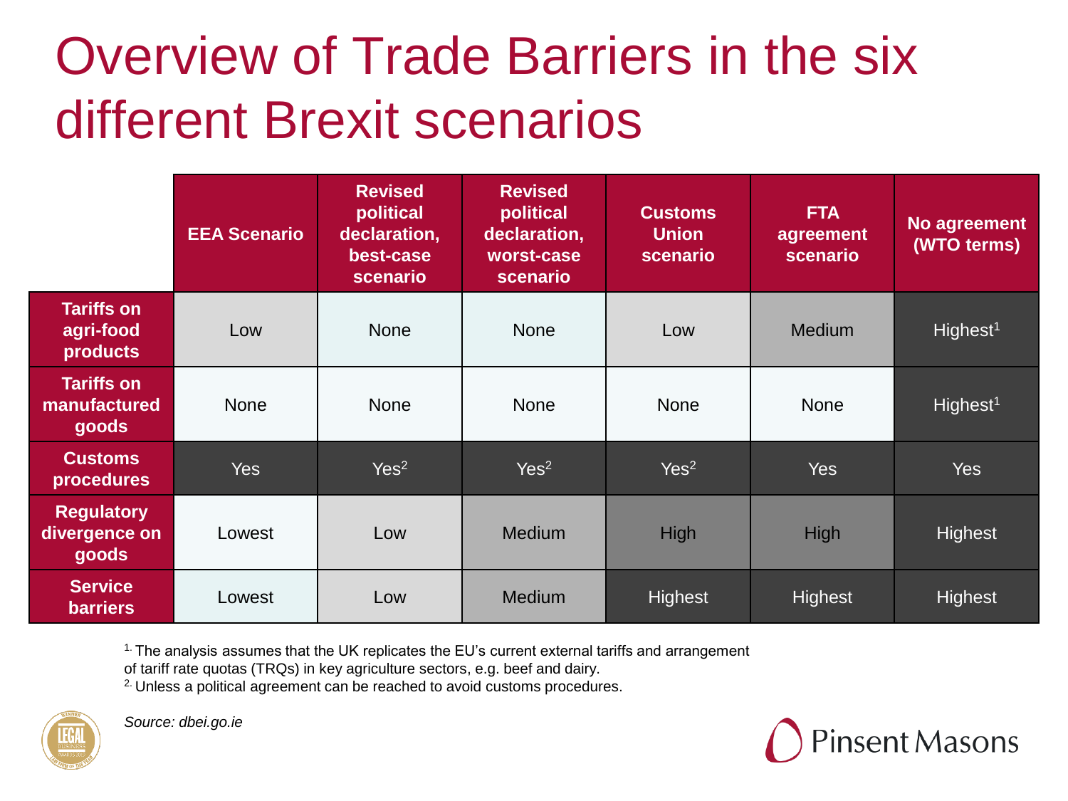# Overview of Trade Barriers in the six different Brexit scenarios

| | EEA Scenario | Revised political declaration, best-case scenario | Revised political declaration, worst-case scenario | Customs Union scenario | FTA agreement scenario | No agreement (WTO terms) |
|---|---|---|---|---|---|---|
| Tariffs on agri-food products | Low | None | None | Low | Medium | Highest[1] |
| Tariffs on manufactured goods | None | None | None | None | None | Highest[1] |
| Customs procedures | Yes | Yes[2] | Yes[2] | Yes[2] | Yes | Yes |
| Regulatory divergence on goods | Lowest | Low | Medium | High | High | Highest |
| Service barriers | Lowest | Low | Medium | Highest | Highest | Highest |

[1] The analysis assumes that the UK replicates the EU's current external tariffs and arrangement of tariff rate quotas (TRQs) in key agriculture sectors, e.g. beef and dairy.
[2] Unless a political agreement can be reached to avoid customs procedures.

*Source: dbei.go.ie*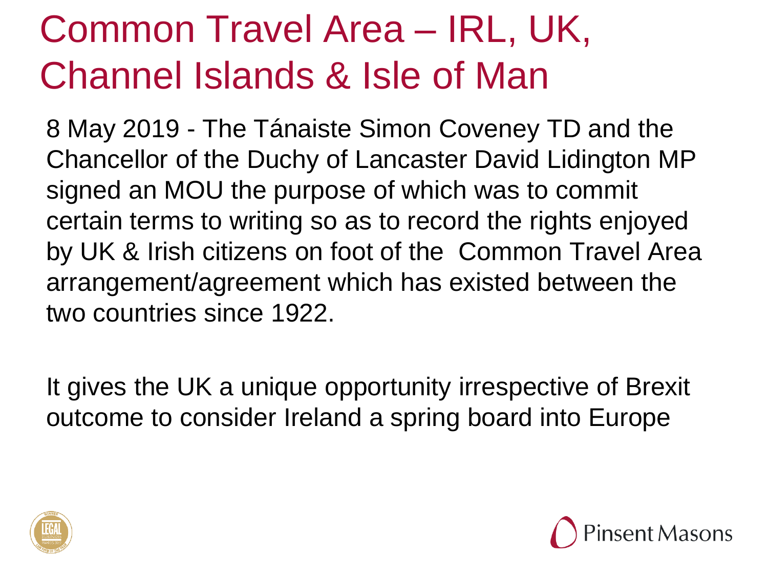# Common Travel Area – IRL, UK, Channel Islands & Isle of Man

8 May 2019 - The Tánaiste Simon Coveney TD and the Chancellor of the Duchy of Lancaster David Lidington MP signed an MOU the purpose of which was to commit certain terms to writing so as to record the rights enjoyed by UK & Irish citizens on foot of the Common Travel Area arrangement/agreement which has existed between the two countries since 1922.

It gives the UK a unique opportunity irrespective of Brexit outcome to consider Ireland a spring board into Europe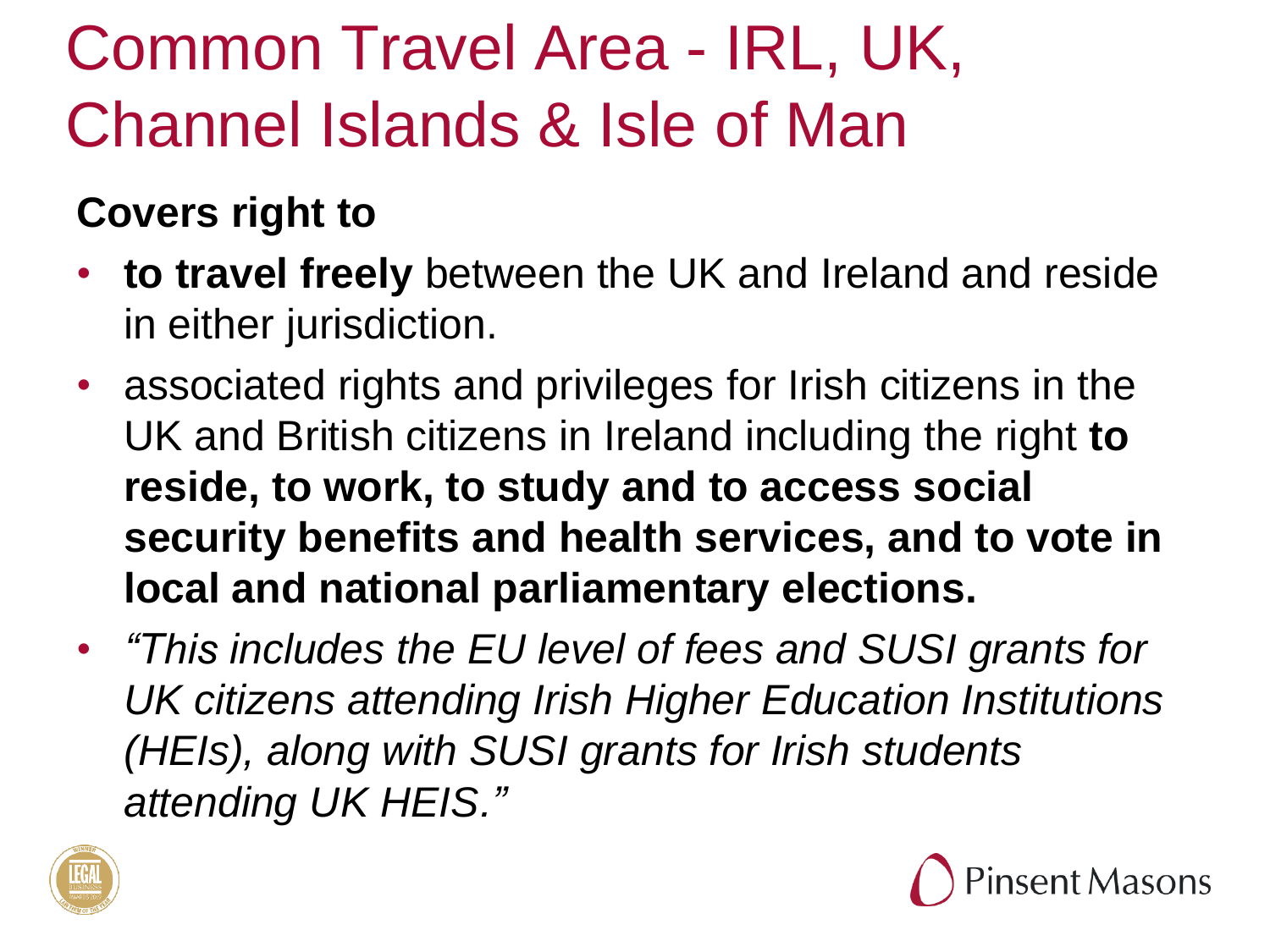# Common Travel Area - IRL, UK, Channel Islands & Isle of Man

**Covers right to**

- **to travel freely** between the UK and Ireland and reside in either jurisdiction.
- associated rights and privileges for Irish citizens in the UK and British citizens in Ireland including the right **to reside, to work, to study and to access social security benefits and health services, and to vote in local and national parliamentary elections.**
- *"This includes the EU level of fees and SUSI grants for UK citizens attending Irish Higher Education Institutions (HEIs), along with SUSI grants for Irish students attending UK HEIS."*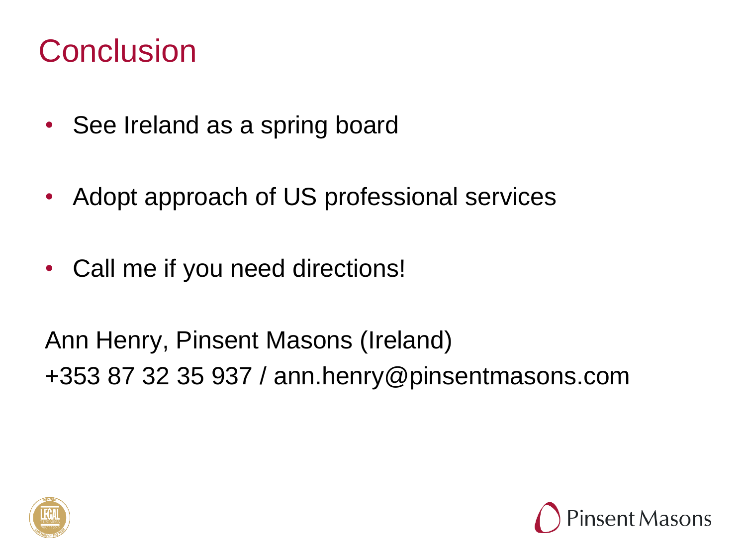# Conclusion

- See Ireland as a spring board
- Adopt approach of US professional services
- Call me if you need directions!

Ann Henry, Pinsent Masons (Ireland)
+353 87 32 35 937 / ann.henry@pinsentmasons.com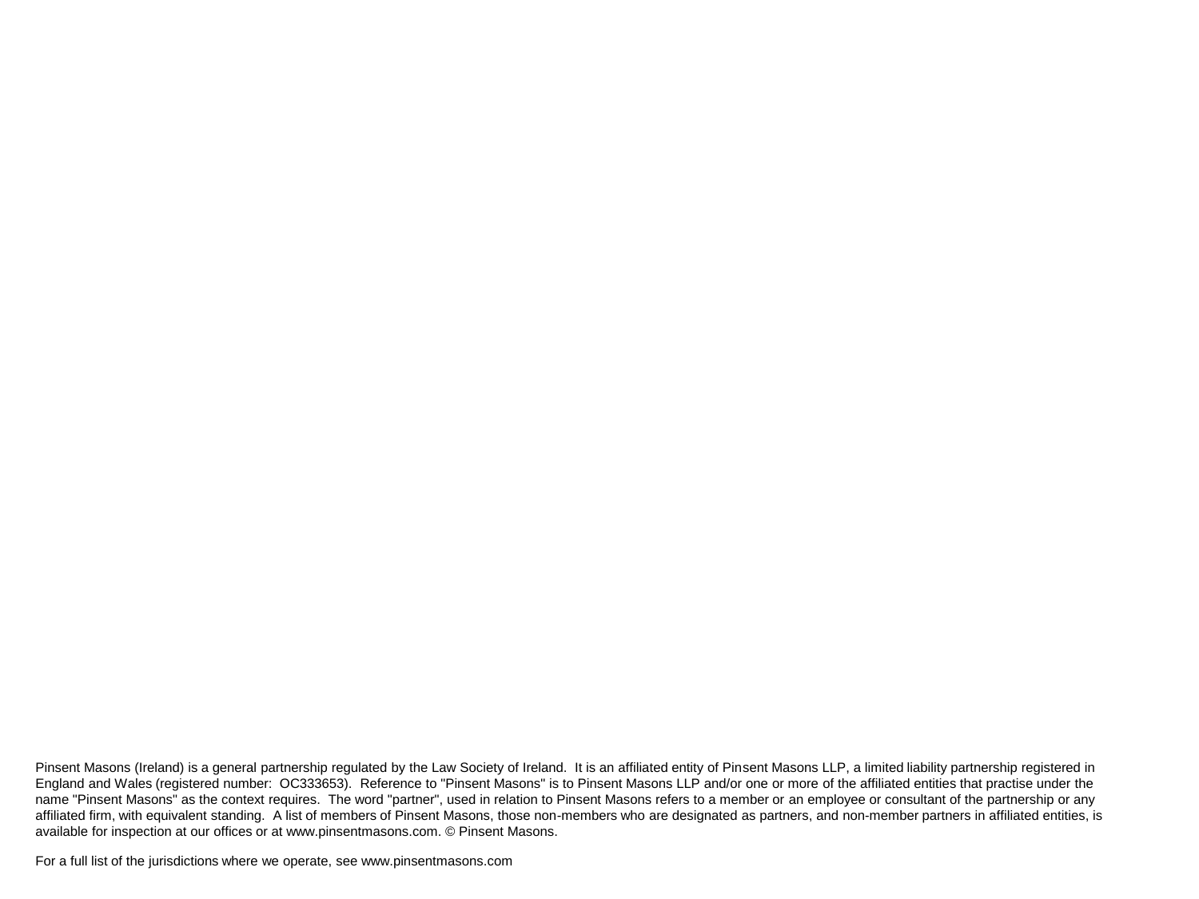Pinsent Masons (Ireland) is a general partnership regulated by the Law Society of Ireland. It is an affiliated entity of Pinsent Masons LLP, a limited liability partnership registered in England and Wales (registered number: OC333653). Reference to "Pinsent Masons" is to Pinsent Masons LLP and/or one or more of the affiliated entities that practise under the name "Pinsent Masons" as the context requires. The word "partner", used in relation to Pinsent Masons refers to a member or an employee or consultant of the partnership or any affiliated firm, with equivalent standing. A list of members of Pinsent Masons, those non-members who are designated as partners, and non-member partners in affiliated entities, is available for inspection at our offices or at www.pinsentmasons.com. © Pinsent Masons.

For a full list of the jurisdictions where we operate, see www.pinsentmasons.com